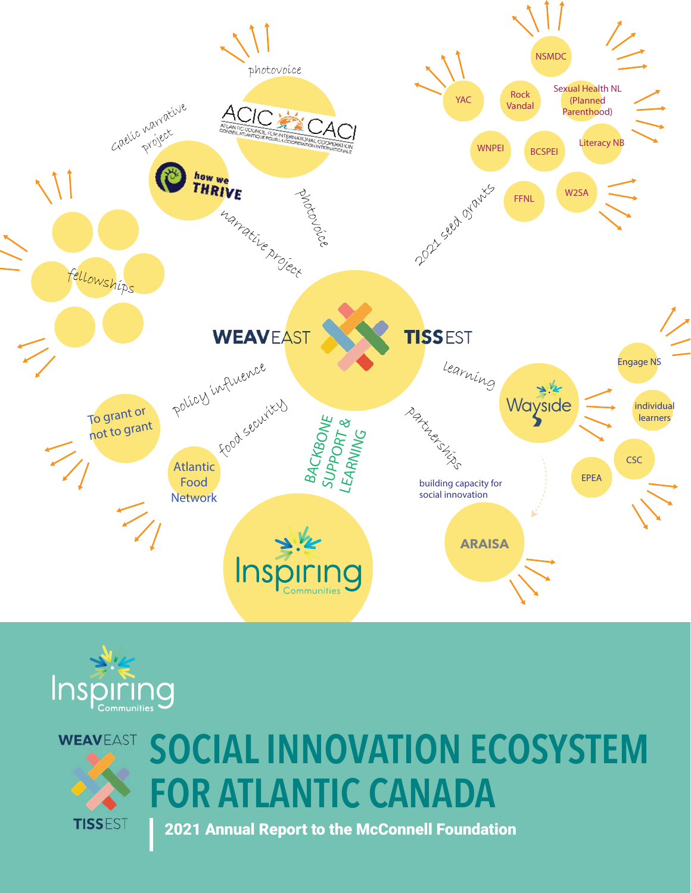photovoice

Gaelic narrative project

narrative project

photovoice

2021 seed grants

YAC

NSMDC

Rock Vandal

Sexual Health NL (Planned Parenthood)

WNPEI

BCSPEI

Literacy NB

FFNL

W2SA

fellowships

WEAVEAST

TISSEST

learning

Engage NS

Wayside

individual learners

CSC

EPEA

policy influence

To grant or not to grant

food security

Atlantic Food Network

BACKBONE SUPPORT & LEARNING

partnerships

building capacity for social innovation

ARAISA

Inspiring Communities

# SOCIAL INNOVATION ECOSYSTEM FOR ATLANTIC CANADA

## 2021 Annual Report to the McConnell Foundation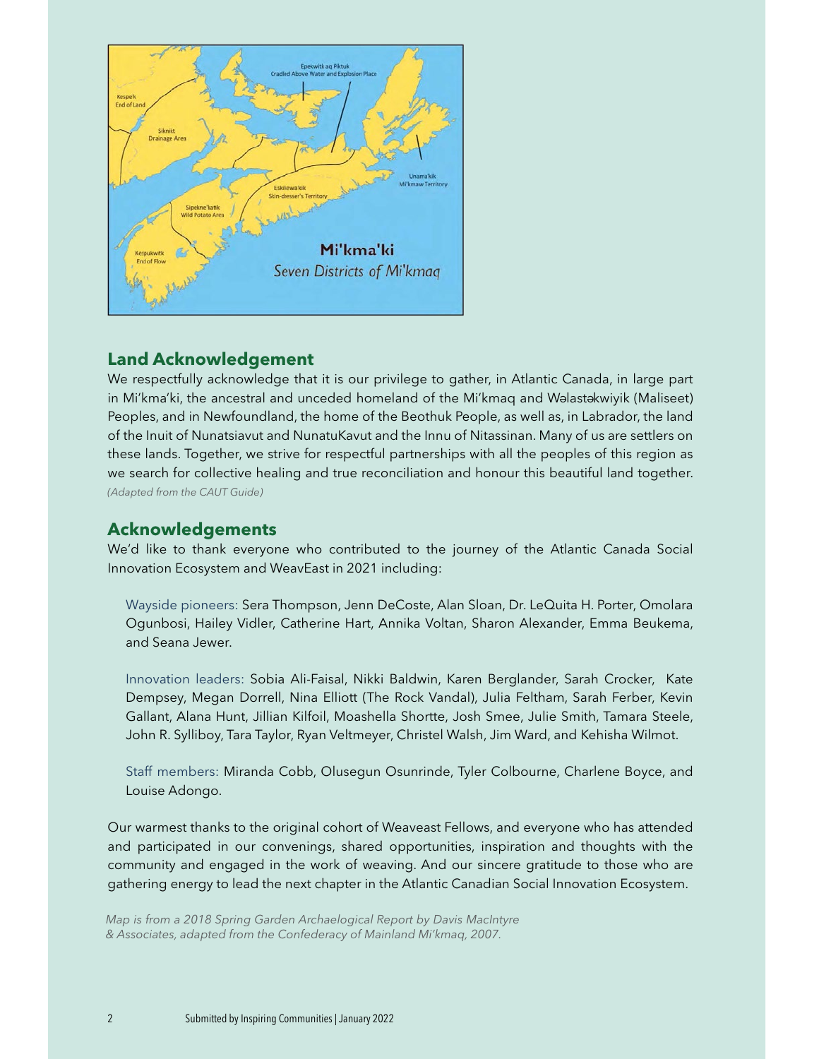## Land Acknowledgement

We respectfully acknowledge that it is our privilege to gather, in Atlantic Canada, in large part in Mi'kma'ki, the ancestral and unceded homeland of the Mi'kmaq and Wəlastəkwiyik (Maliseet) Peoples, and in Newfoundland, the home of the Beothuk People, as well as, in Labrador, the land of the Inuit of Nunatsiavut and NunatuKavut and the Innu of Nitassinan. Many of us are settlers on these lands. Together, we strive for respectful partnerships with all the peoples of this region as we search for collective healing and true reconciliation and honour this beautiful land together.

*(Adapted from the CAUT Guide)*

## Acknowledgements

We'd like to thank everyone who contributed to the journey of the Atlantic Canada Social Innovation Ecosystem and WeavEast in 2021 including:

Wayside pioneers: Sera Thompson, Jenn DeCoste, Alan Sloan, Dr. LeQuita H. Porter, Omolara Ogunbosi, Hailey Vidler, Catherine Hart, Annika Voltan, Sharon Alexander, Emma Beukema, and Seana Jewer.

Innovation leaders: Sobia Ali-Faisal, Nikki Baldwin, Karen Berglander, Sarah Crocker, Kate Dempsey, Megan Dorrell, Nina Elliott (The Rock Vandal), Julia Feltham, Sarah Ferber, Kevin Gallant, Alana Hunt, Jillian Kilfoil, Moashella Shortte, Josh Smee, Julie Smith, Tamara Steele, John R. Sylliboy, Tara Taylor, Ryan Veltmeyer, Christel Walsh, Jim Ward, and Kehisha Wilmot.

Staff members: Miranda Cobb, Olusegun Osunrinde, Tyler Colbourne, Charlene Boyce, and Louise Adongo.

Our warmest thanks to the original cohort of Weaveast Fellows, and everyone who has attended and participated in our convenings, shared opportunities, inspiration and thoughts with the community and engaged in the work of weaving. And our sincere gratitude to those who are gathering energy to lead the next chapter in the Atlantic Canadian Social Innovation Ecosystem.

*Map is from a 2018 Spring Garden Archaelogical Report by Davis MacIntyre & Associates, adapted from the Confederacy of Mainland Mi'kmaq, 2007.*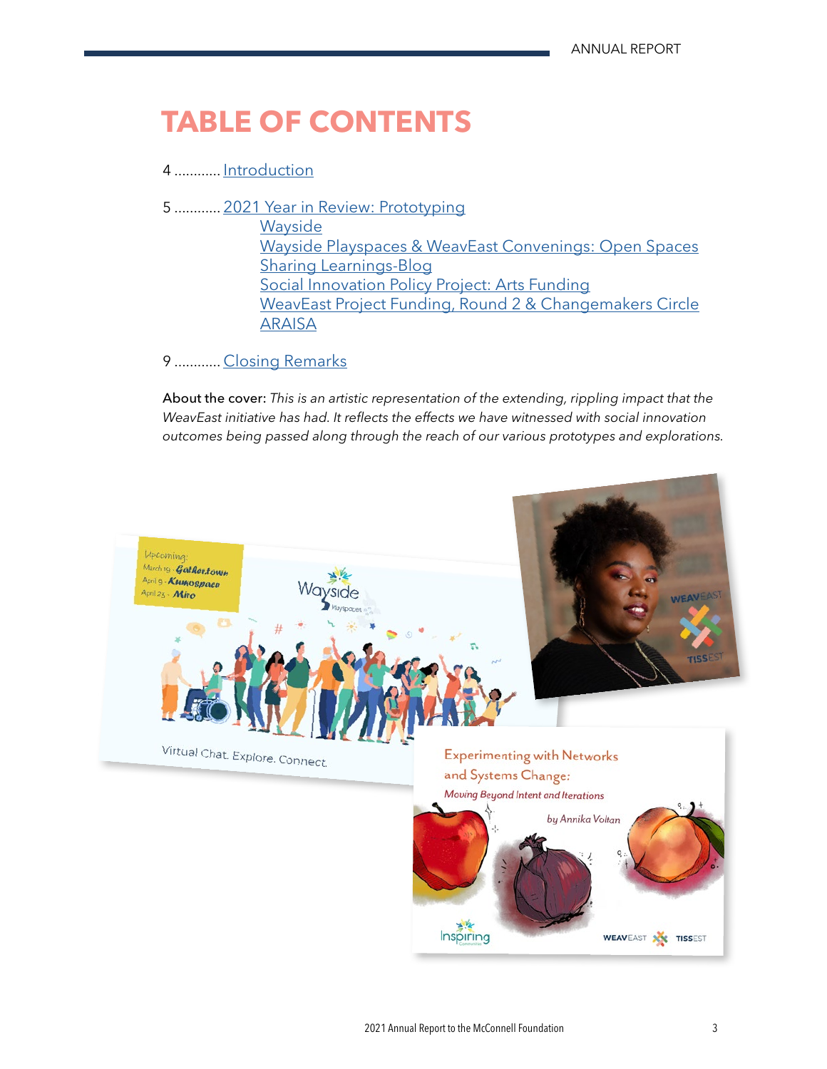# TABLE OF CONTENTS

4 ............ Introduction

5 ............ 2021 Year in Review: Prototyping
- Wayside
- Wayside Playspaces & WeavEast Convenings: Open Spaces
- Sharing Learnings-Blog
- Social Innovation Policy Project: Arts Funding
- WeavEast Project Funding, Round 2 & Changemakers Circle
- ARAISA

9 ............ Closing Remarks

About the cover: *This is an artistic representation of the extending, rippling impact that the WeavEast initiative has had. It reflects the effects we have witnessed with social innovation outcomes being passed along through the reach of our various prototypes and explorations.*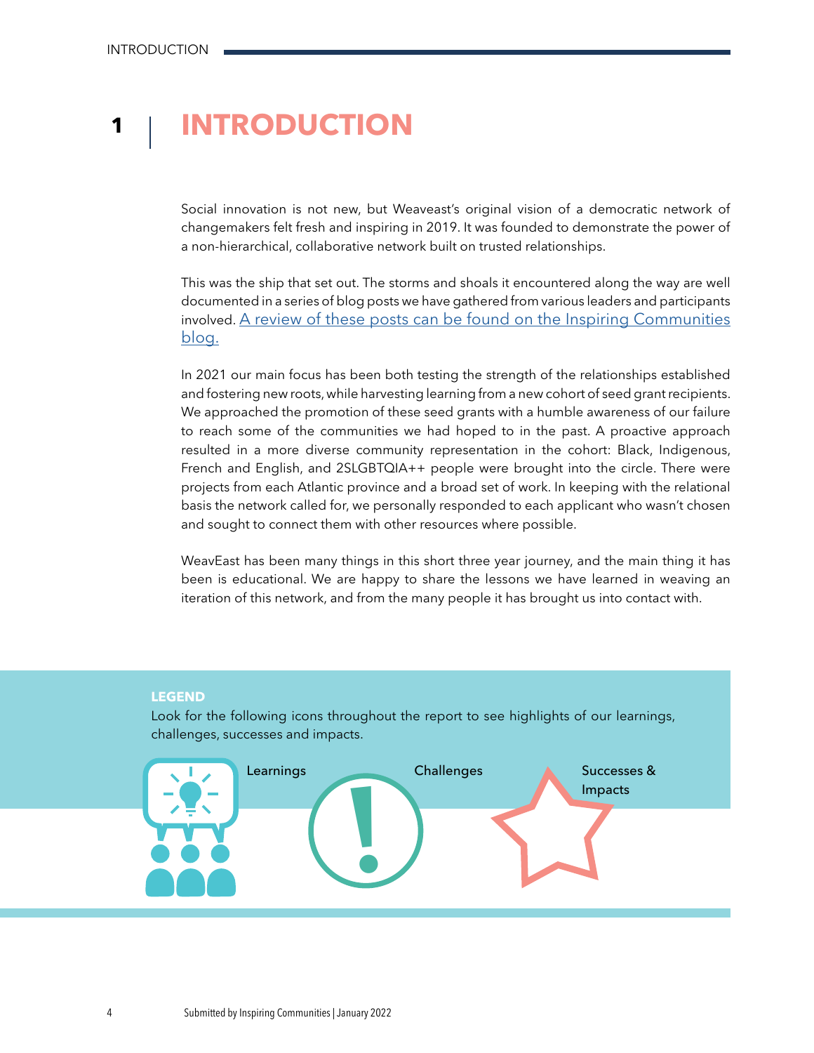# 1 | INTRODUCTION

Social innovation is not new, but Weaveast's original vision of a democratic network of changemakers felt fresh and inspiring in 2019. It was founded to demonstrate the power of a non-hierarchical, collaborative network built on trusted relationships.

This was the ship that set out. The storms and shoals it encountered along the way are well documented in a series of blog posts we have gathered from various leaders and participants involved. [A review of these posts can be found on the Inspiring Communities blog.]

In 2021 our main focus has been both testing the strength of the relationships established and fostering new roots, while harvesting learning from a new cohort of seed grant recipients. We approached the promotion of these seed grants with a humble awareness of our failure to reach some of the communities we had hoped to in the past. A proactive approach resulted in a more diverse community representation in the cohort: Black, Indigenous, French and English, and 2SLGBTQIA++ people were brought into the circle. There were projects from each Atlantic province and a broad set of work. In keeping with the relational basis the network called for, we personally responded to each applicant who wasn't chosen and sought to connect them with other resources where possible.

WeavEast has been many things in this short three year journey, and the main thing it has been is educational. We are happy to share the lessons we have learned in weaving an iteration of this network, and from the many people it has brought us into contact with.

**LEGEND**

Look for the following icons throughout the report to see highlights of our learnings, challenges, successes and impacts.

- Learnings
- Challenges
- Successes & Impacts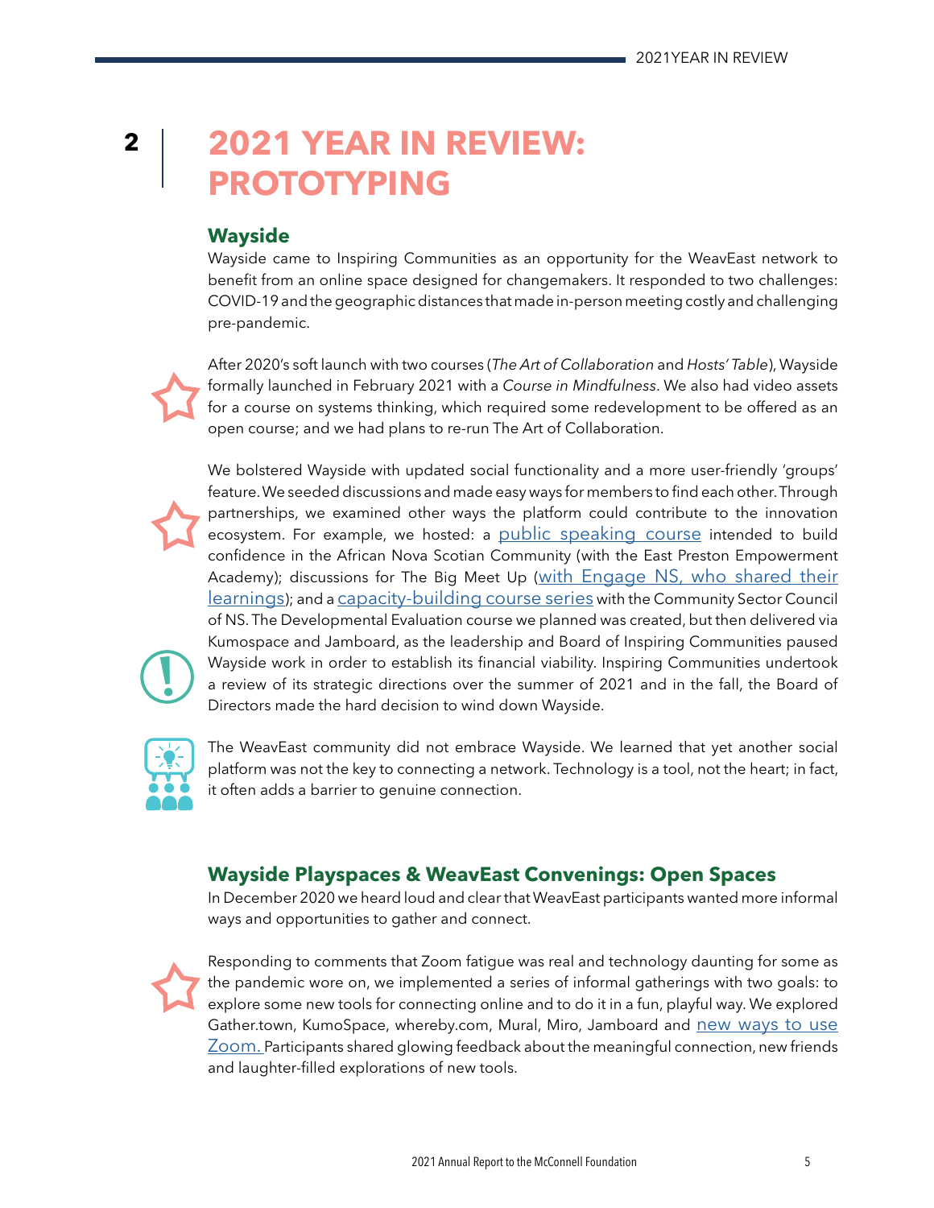# 2 | 2021 YEAR IN REVIEW: PROTOTYPING

## Wayside

Wayside came to Inspiring Communities as an opportunity for the WeavEast network to benefit from an online space designed for changemakers. It responded to two challenges: COVID-19 and the geographic distances that made in-person meeting costly and challenging pre-pandemic.

After 2020's soft launch with two courses (*The Art of Collaboration* and *Hosts' Table*), Wayside formally launched in February 2021 with a *Course in Mindfulness*. We also had video assets for a course on systems thinking, which required some redevelopment to be offered as an open course; and we had plans to re-run The Art of Collaboration.

We bolstered Wayside with updated social functionality and a more user-friendly 'groups' feature. We seeded discussions and made easy ways for members to find each other. Through partnerships, we examined other ways the platform could contribute to the innovation ecosystem. For example, we hosted: a public speaking course intended to build confidence in the African Nova Scotian Community (with the East Preston Empowerment Academy); discussions for The Big Meet Up (with Engage NS, who shared their learnings); and a capacity-building course series with the Community Sector Council of NS. The Developmental Evaluation course we planned was created, but then delivered via Kumospace and Jamboard, as the leadership and Board of Inspiring Communities paused Wayside work in order to establish its financial viability. Inspiring Communities undertook a review of its strategic directions over the summer of 2021 and in the fall, the Board of Directors made the hard decision to wind down Wayside.

The WeavEast community did not embrace Wayside. We learned that yet another social platform was not the key to connecting a network. Technology is a tool, not the heart; in fact, it often adds a barrier to genuine connection.

## Wayside Playspaces & WeavEast Convenings: Open Spaces

In December 2020 we heard loud and clear that WeavEast participants wanted more informal ways and opportunities to gather and connect.

Responding to comments that Zoom fatigue was real and technology daunting for some as the pandemic wore on, we implemented a series of informal gatherings with two goals: to explore some new tools for connecting online and to do it in a fun, playful way. We explored Gather.town, KumoSpace, whereby.com, Mural, Miro, Jamboard and new ways to use Zoom. Participants shared glowing feedback about the meaningful connection, new friends and laughter-filled explorations of new tools.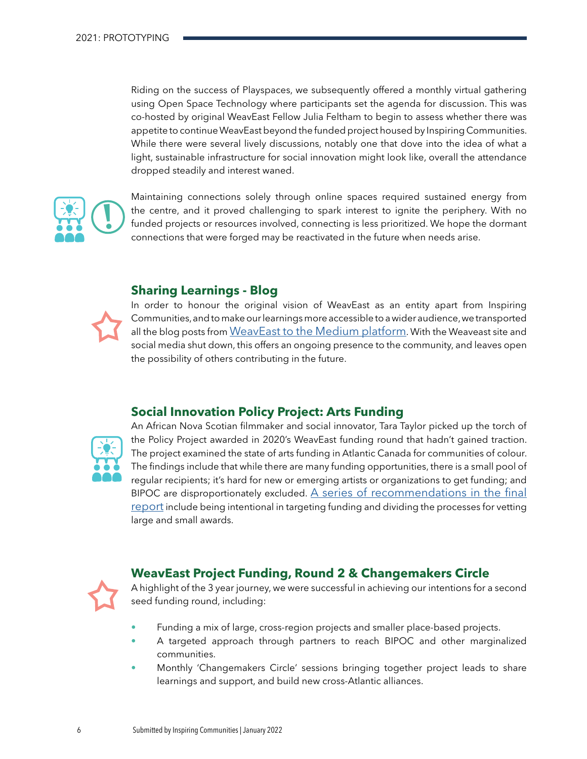Riding on the success of Playspaces, we subsequently offered a monthly virtual gathering using Open Space Technology where participants set the agenda for discussion. This was co-hosted by original WeavEast Fellow Julia Feltham to begin to assess whether there was appetite to continue WeavEast beyond the funded project housed by Inspiring Communities. While there were several lively discussions, notably one that dove into the idea of what a light, sustainable infrastructure for social innovation might look like, overall the attendance dropped steadily and interest waned.

Maintaining connections solely through online spaces required sustained energy from the centre, and it proved challenging to spark interest to ignite the periphery. With no funded projects or resources involved, connecting is less prioritized. We hope the dormant connections that were forged may be reactivated in the future when needs arise.

## Sharing Learnings - Blog

In order to honour the original vision of WeavEast as an entity apart from Inspiring Communities, and to make our learnings more accessible to a wider audience, we transported all the blog posts from WeavEast to the Medium platform. With the Weaveast site and social media shut down, this offers an ongoing presence to the community, and leaves open the possibility of others contributing in the future.

## Social Innovation Policy Project: Arts Funding

An African Nova Scotian filmmaker and social innovator, Tara Taylor picked up the torch of the Policy Project awarded in 2020's WeavEast funding round that hadn't gained traction. The project examined the state of arts funding in Atlantic Canada for communities of colour. The findings include that while there are many funding opportunities, there is a small pool of regular recipients; it's hard for new or emerging artists or organizations to get funding; and BIPOC are disproportionately excluded. A series of recommendations in the final report include being intentional in targeting funding and dividing the processes for vetting large and small awards.

## WeavEast Project Funding, Round 2 & Changemakers Circle

A highlight of the 3 year journey, we were successful in achieving our intentions for a second seed funding round, including:

- Funding a mix of large, cross-region projects and smaller place-based projects.
- A targeted approach through partners to reach BIPOC and other marginalized communities.
- Monthly 'Changemakers Circle' sessions bringing together project leads to share learnings and support, and build new cross-Atlantic alliances.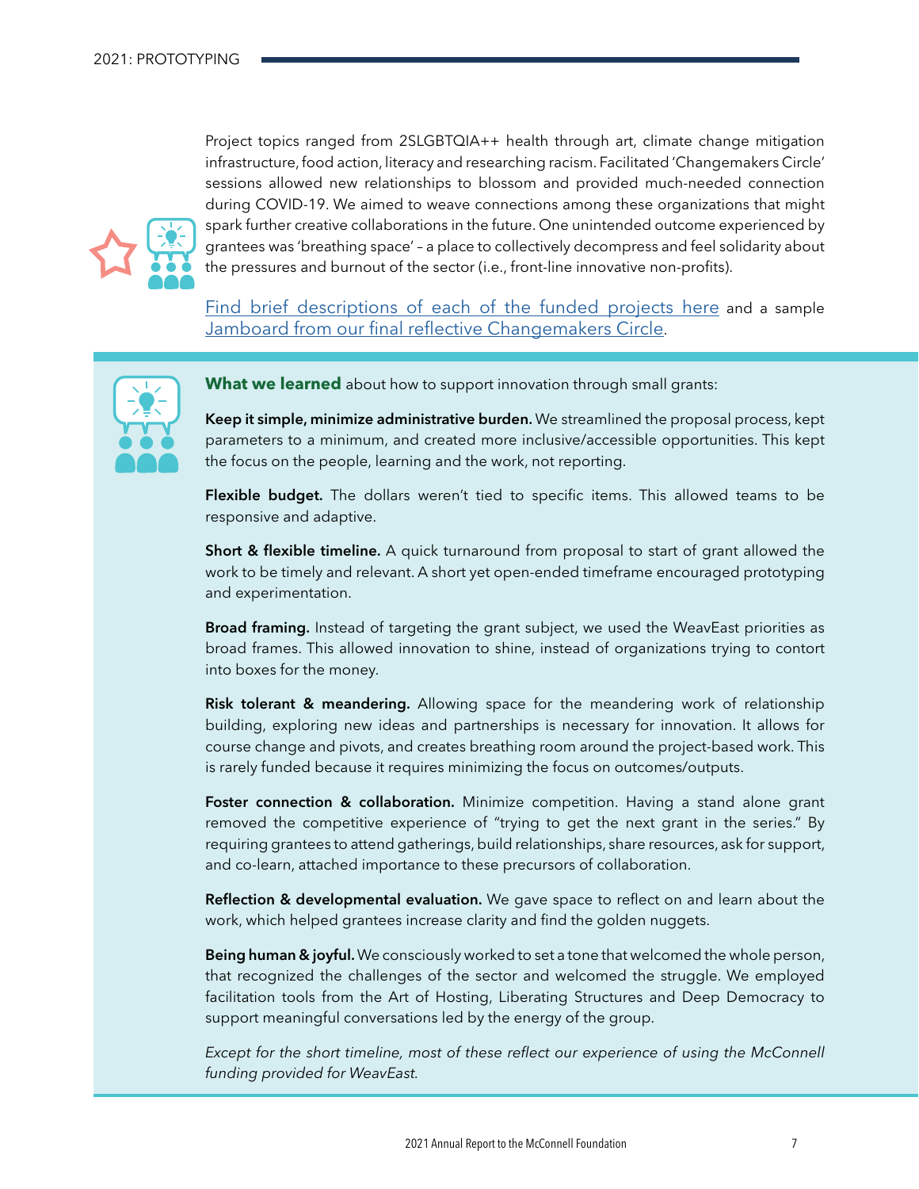Project topics ranged from 2SLGBTQIA++ health through art, climate change mitigation infrastructure, food action, literacy and researching racism. Facilitated 'Changemakers Circle' sessions allowed new relationships to blossom and provided much-needed connection during COVID-19. We aimed to weave connections among these organizations that might spark further creative collaborations in the future. One unintended outcome experienced by grantees was 'breathing space' – a place to collectively decompress and feel solidarity about the pressures and burnout of the sector (i.e., front-line innovative non-profits).

Find brief descriptions of each of the funded projects here and a sample Jamboard from our final reflective Changemakers Circle.

**What we learned** about how to support innovation through small grants:

**Keep it simple, minimize administrative burden.** We streamlined the proposal process, kept parameters to a minimum, and created more inclusive/accessible opportunities. This kept the focus on the people, learning and the work, not reporting.

**Flexible budget.** The dollars weren't tied to specific items. This allowed teams to be responsive and adaptive.

**Short & flexible timeline.** A quick turnaround from proposal to start of grant allowed the work to be timely and relevant. A short yet open-ended timeframe encouraged prototyping and experimentation.

**Broad framing.** Instead of targeting the grant subject, we used the WeavEast priorities as broad frames. This allowed innovation to shine, instead of organizations trying to contort into boxes for the money.

**Risk tolerant & meandering.** Allowing space for the meandering work of relationship building, exploring new ideas and partnerships is necessary for innovation. It allows for course change and pivots, and creates breathing room around the project-based work. This is rarely funded because it requires minimizing the focus on outcomes/outputs.

**Foster connection & collaboration.** Minimize competition. Having a stand alone grant removed the competitive experience of "trying to get the next grant in the series." By requiring grantees to attend gatherings, build relationships, share resources, ask for support, and co-learn, attached importance to these precursors of collaboration.

**Reflection & developmental evaluation.** We gave space to reflect on and learn about the work, which helped grantees increase clarity and find the golden nuggets.

**Being human & joyful.** We consciously worked to set a tone that welcomed the whole person, that recognized the challenges of the sector and welcomed the struggle. We employed facilitation tools from the Art of Hosting, Liberating Structures and Deep Democracy to support meaningful conversations led by the energy of the group.

*Except for the short timeline, most of these reflect our experience of using the McConnell funding provided for WeavEast.*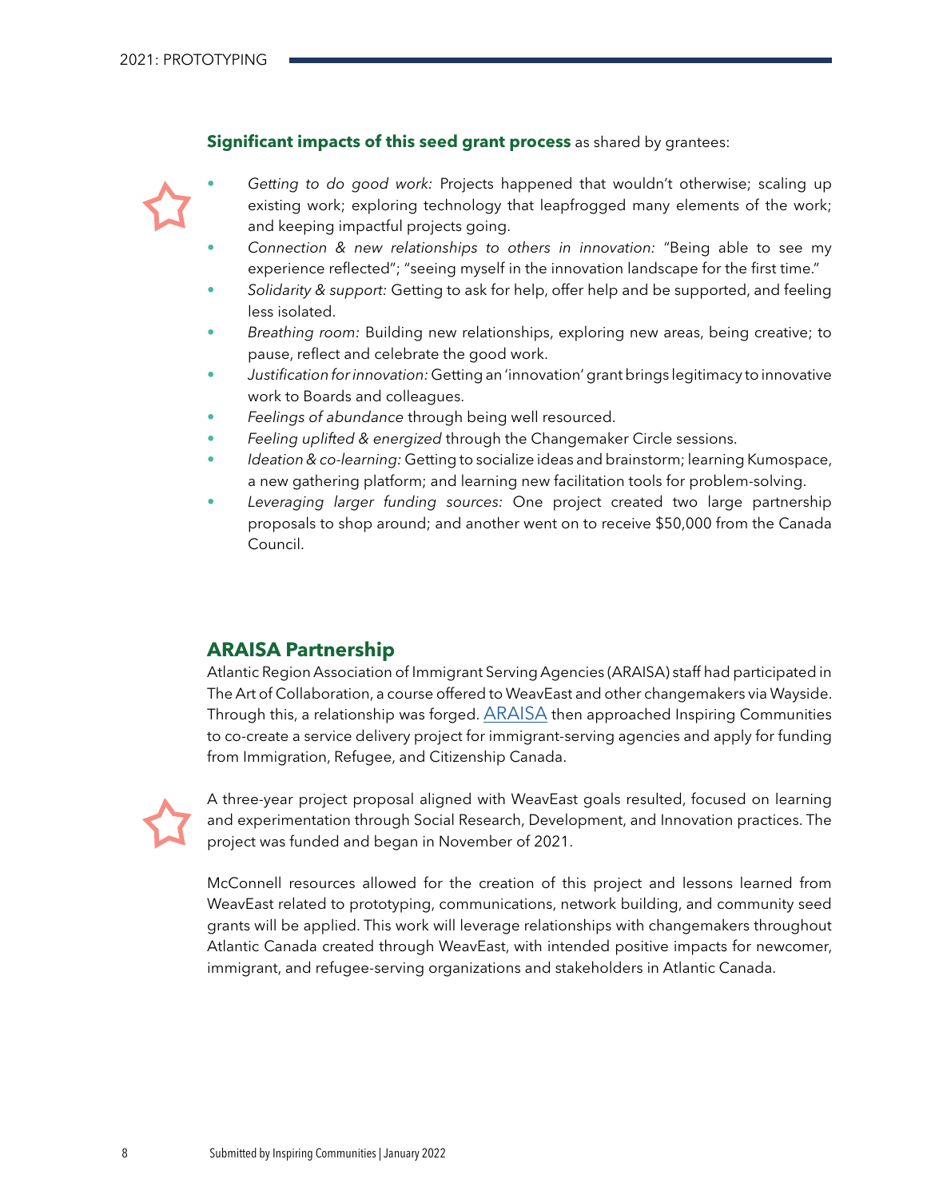**Significant impacts of this seed grant process** as shared by grantees:

- *Getting to do good work:* Projects happened that wouldn't otherwise; scaling up existing work; exploring technology that leapfrogged many elements of the work; and keeping impactful projects going.
- *Connection & new relationships to others in innovation:* "Being able to see my experience reflected"; "seeing myself in the innovation landscape for the first time."
- *Solidarity & support:* Getting to ask for help, offer help and be supported, and feeling less isolated.
- *Breathing room:* Building new relationships, exploring new areas, being creative; to pause, reflect and celebrate the good work.
- *Justification for innovation:* Getting an 'innovation' grant brings legitimacy to innovative work to Boards and colleagues.
- *Feelings of abundance* through being well resourced.
- *Feeling uplifted & energized* through the Changemaker Circle sessions.
- *Ideation & co-learning:* Getting to socialize ideas and brainstorm; learning Kumospace, a new gathering platform; and learning new facilitation tools for problem-solving.
- *Leveraging larger funding sources:* One project created two large partnership proposals to shop around; and another went on to receive $50,000 from the Canada Council.

## ARAISA Partnership

Atlantic Region Association of Immigrant Serving Agencies (ARAISA) staff had participated in The Art of Collaboration, a course offered to WeavEast and other changemakers via Wayside. Through this, a relationship was forged. ARAISA then approached Inspiring Communities to co-create a service delivery project for immigrant-serving agencies and apply for funding from Immigration, Refugee, and Citizenship Canada.

A three-year project proposal aligned with WeavEast goals resulted, focused on learning and experimentation through Social Research, Development, and Innovation practices. The project was funded and began in November of 2021.

McConnell resources allowed for the creation of this project and lessons learned from WeavEast related to prototyping, communications, network building, and community seed grants will be applied. This work will leverage relationships with changemakers throughout Atlantic Canada created through WeavEast, with intended positive impacts for newcomer, immigrant, and refugee-serving organizations and stakeholders in Atlantic Canada.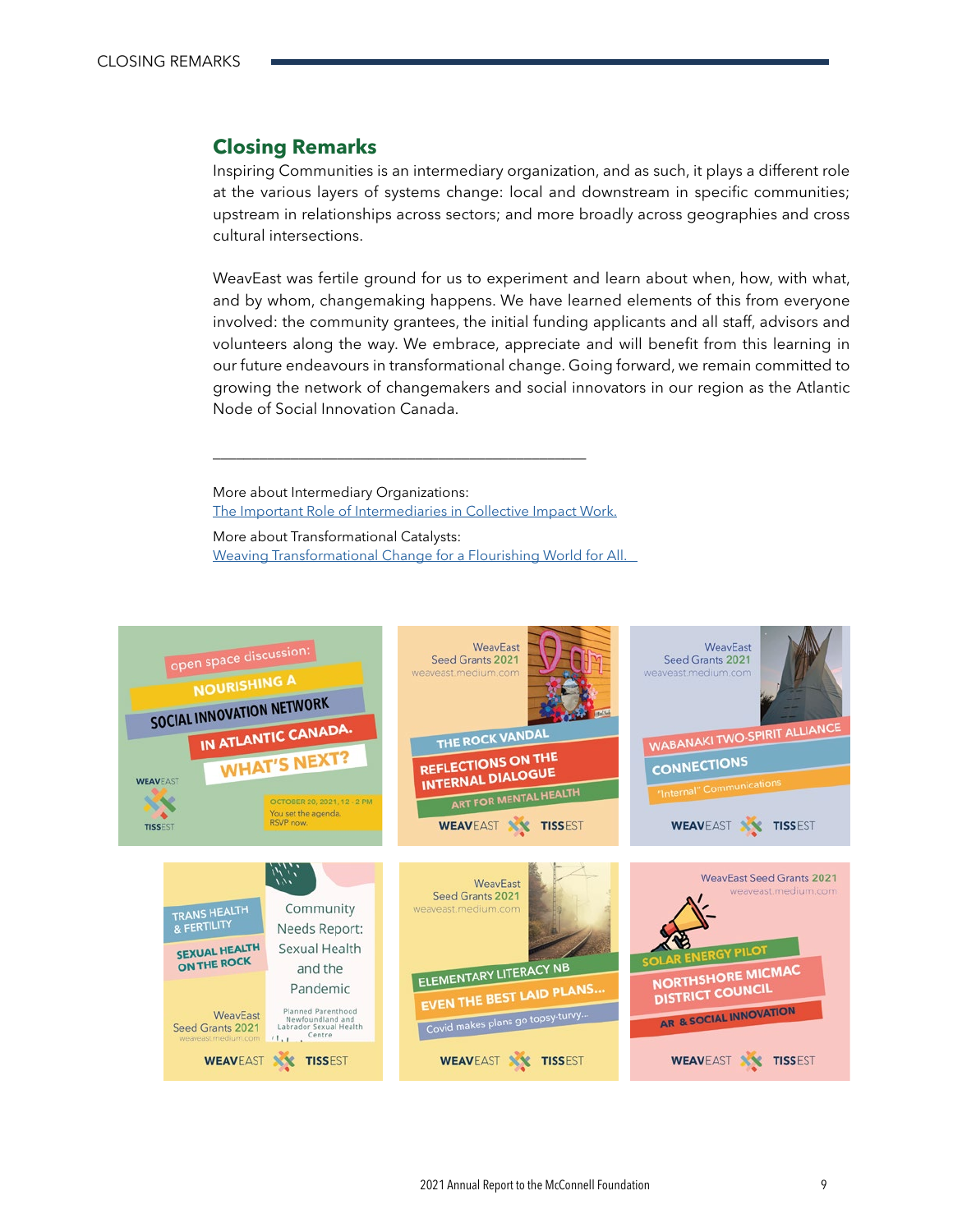## Closing Remarks

Inspiring Communities is an intermediary organization, and as such, it plays a different role at the various layers of systems change: local and downstream in specific communities; upstream in relationships across sectors; and more broadly across geographies and cross cultural intersections.

WeavEast was fertile ground for us to experiment and learn about when, how, with what, and by whom, changemaking happens. We have learned elements of this from everyone involved: the community grantees, the initial funding applicants and all staff, advisors and volunteers along the way. We embrace, appreciate and will benefit from this learning in our future endeavours in transformational change. Going forward, we remain committed to growing the network of changemakers and social innovators in our region as the Atlantic Node of Social Innovation Canada.

---

More about Intermediary Organizations:
[The Important Role of Intermediaries in Collective Impact Work.]()

More about Transformational Catalysts:
[Weaving Transformational Change for a Flourishing World for All.]()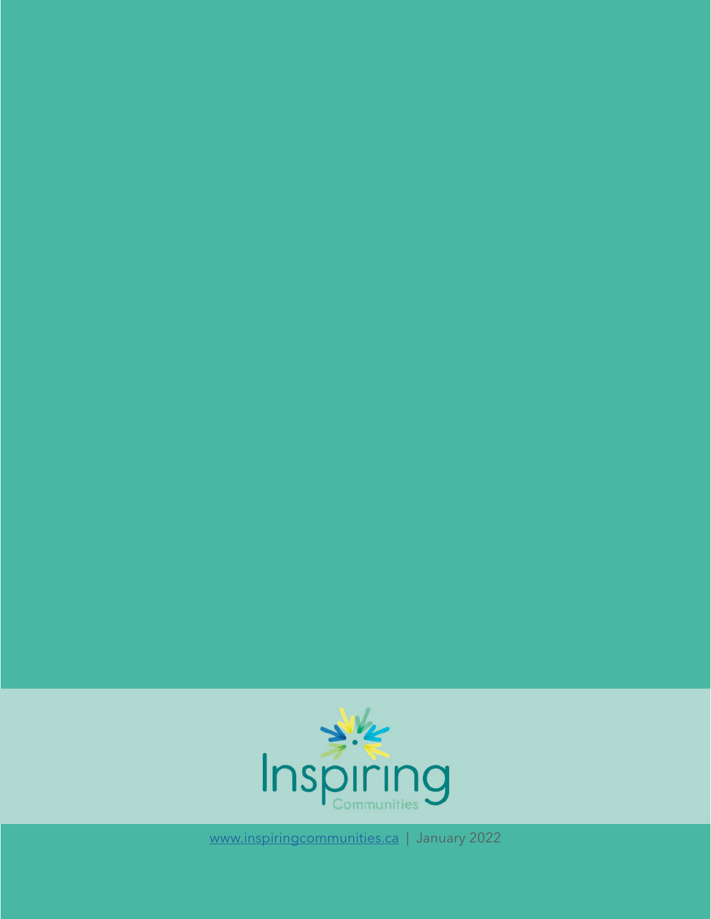Inspiring Communities

www.inspiringcommunities.ca | January 2022